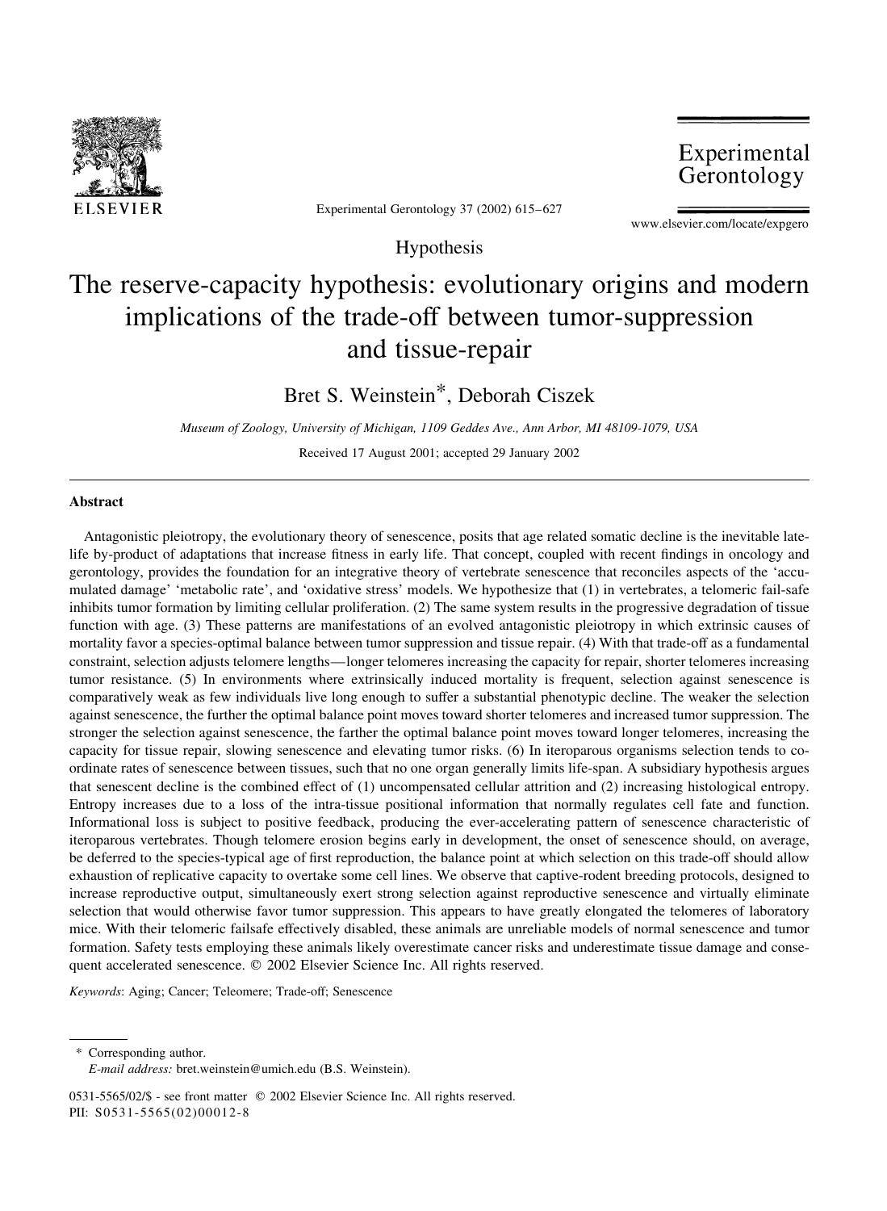Hypothesis

# The reserve-capacity hypothesis: evolutionary origins and modern implications of the trade-off between tumor-suppression and tissue-repair

Bret S. Weinstein*, Deborah Ciszek

*Museum of Zoology, University of Michigan, 1109 Geddes Ave., Ann Arbor, MI 48109-1079, USA*

Received 17 August 2001; accepted 29 January 2002

## Abstract

Antagonistic pleiotropy, the evolutionary theory of senescence, posits that age related somatic decline is the inevitable late-life by-product of adaptations that increase fitness in early life. That concept, coupled with recent findings in oncology and gerontology, provides the foundation for an integrative theory of vertebrate senescence that reconciles aspects of the 'accumulated damage' 'metabolic rate', and 'oxidative stress' models. We hypothesize that (1) in vertebrates, a telomeric fail-safe inhibits tumor formation by limiting cellular proliferation. (2) The same system results in the progressive degradation of tissue function with age. (3) These patterns are manifestations of an evolved antagonistic pleiotropy in which extrinsic causes of mortality favor a species-optimal balance between tumor suppression and tissue repair. (4) With that trade-off as a fundamental constraint, selection adjusts telomere lengths—longer telomeres increasing the capacity for repair, shorter telomeres increasing tumor resistance. (5) In environments where extrinsically induced mortality is frequent, selection against senescence is comparatively weak as few individuals live long enough to suffer a substantial phenotypic decline. The weaker the selection against senescence, the further the optimal balance point moves toward shorter telomeres and increased tumor suppression. The stronger the selection against senescence, the farther the optimal balance point moves toward longer telomeres, increasing the capacity for tissue repair, slowing senescence and elevating tumor risks. (6) In iteroparous organisms selection tends to coordinate rates of senescence between tissues, such that no one organ generally limits life-span. A subsidiary hypothesis argues that senescent decline is the combined effect of (1) uncompensated cellular attrition and (2) increasing histological entropy. Entropy increases due to a loss of the intra-tissue positional information that normally regulates cell fate and function. Informational loss is subject to positive feedback, producing the ever-accelerating pattern of senescence characteristic of iteroparous vertebrates. Though telomere erosion begins early in development, the onset of senescence should, on average, be deferred to the species-typical age of first reproduction, the balance point at which selection on this trade-off should allow exhaustion of replicative capacity to overtake some cell lines. We observe that captive-rodent breeding protocols, designed to increase reproductive output, simultaneously exert strong selection against reproductive senescence and virtually eliminate selection that would otherwise favor tumor suppression. This appears to have greatly elongated the telomeres of laboratory mice. With their telomeric failsafe effectively disabled, these animals are unreliable models of normal senescence and tumor formation. Safety tests employing these animals likely overestimate cancer risks and underestimate tissue damage and consequent accelerated senescence. © 2002 Elsevier Science Inc. All rights reserved.

*Keywords*: Aging; Cancer; Teleomere; Trade-off; Senescence

---

\* Corresponding author.
*E-mail address:* bret.weinstein@umich.edu (B.S. Weinstein).

0531-5565/02/$ - see front matter © 2002 Elsevier Science Inc. All rights reserved.
PII: S0531-5565(02)00012-8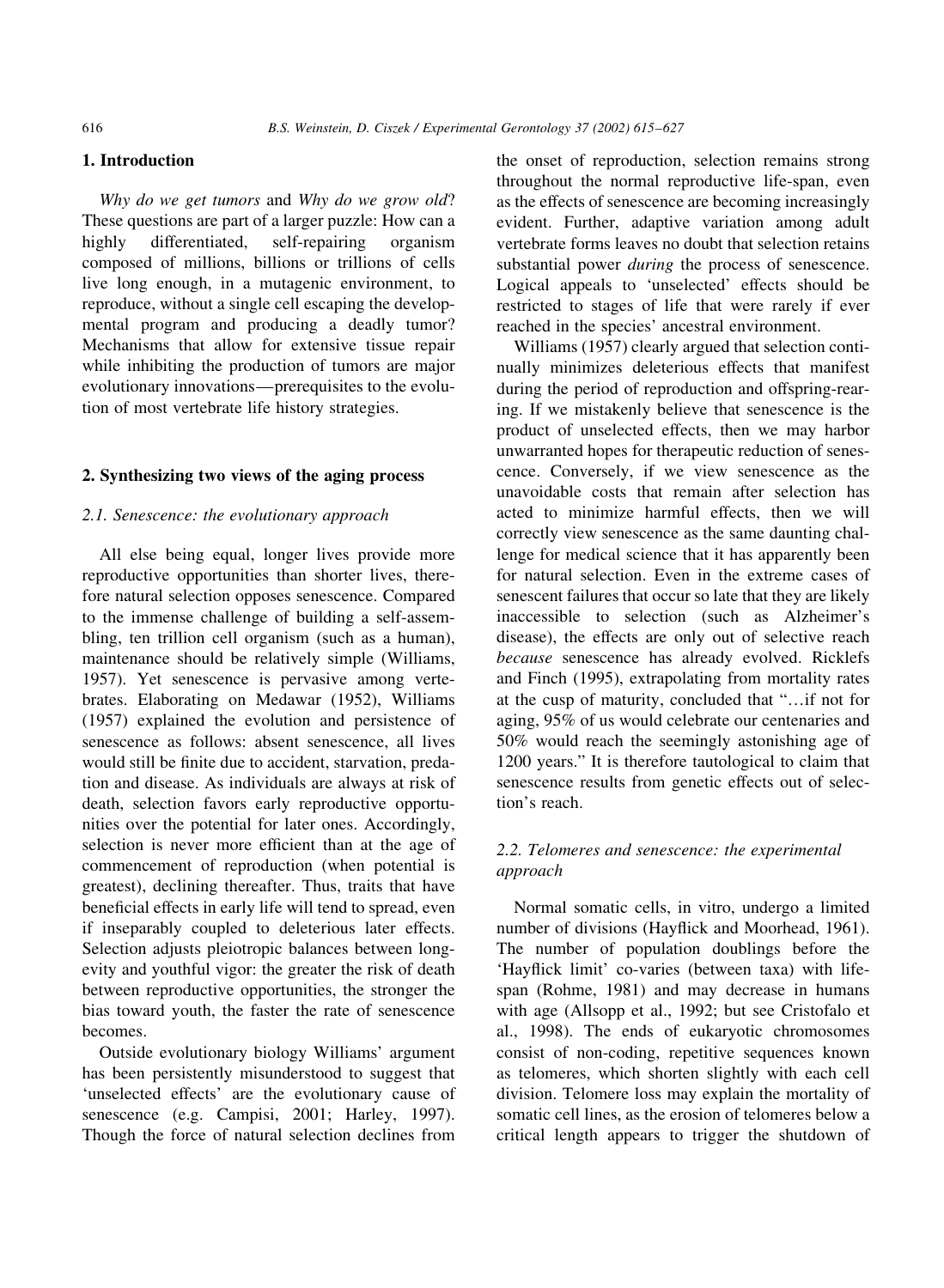## 1. Introduction

*Why do we get tumors* and *Why do we grow old*? These questions are part of a larger puzzle: How can a highly differentiated, self-repairing organism composed of millions, billions or trillions of cells live long enough, in a mutagenic environment, to reproduce, without a single cell escaping the developmental program and producing a deadly tumor? Mechanisms that allow for extensive tissue repair while inhibiting the production of tumors are major evolutionary innovations—prerequisites to the evolution of most vertebrate life history strategies.

## 2. Synthesizing two views of the aging process

### 2.1. Senescence: the evolutionary approach

All else being equal, longer lives provide more reproductive opportunities than shorter lives, therefore natural selection opposes senescence. Compared to the immense challenge of building a self-assembling, ten trillion cell organism (such as a human), maintenance should be relatively simple (Williams, 1957). Yet senescence is pervasive among vertebrates. Elaborating on Medawar (1952), Williams (1957) explained the evolution and persistence of senescence as follows: absent senescence, all lives would still be finite due to accident, starvation, predation and disease. As individuals are always at risk of death, selection favors early reproductive opportunities over the potential for later ones. Accordingly, selection is never more efficient than at the age of commencement of reproduction (when potential is greatest), declining thereafter. Thus, traits that have beneficial effects in early life will tend to spread, even if inseparably coupled to deleterious later effects. Selection adjusts pleiotropic balances between longevity and youthful vigor: the greater the risk of death between reproductive opportunities, the stronger the bias toward youth, the faster the rate of senescence becomes.

Outside evolutionary biology Williams' argument has been persistently misunderstood to suggest that 'unselected effects' are the evolutionary cause of senescence (e.g. Campisi, 2001; Harley, 1997). Though the force of natural selection declines from the onset of reproduction, selection remains strong throughout the normal reproductive life-span, even as the effects of senescence are becoming increasingly evident. Further, adaptive variation among adult vertebrate forms leaves no doubt that selection retains substantial power *during* the process of senescence. Logical appeals to 'unselected' effects should be restricted to stages of life that were rarely if ever reached in the species' ancestral environment.

Williams (1957) clearly argued that selection continually minimizes deleterious effects that manifest during the period of reproduction and offspring-rearing. If we mistakenly believe that senescence is the product of unselected effects, then we may harbor unwarranted hopes for therapeutic reduction of senescence. Conversely, if we view senescence as the unavoidable costs that remain after selection has acted to minimize harmful effects, then we will correctly view senescence as the same daunting challenge for medical science that it has apparently been for natural selection. Even in the extreme cases of senescent failures that occur so late that they are likely inaccessible to selection (such as Alzheimer's disease), the effects are only out of selective reach *because* senescence has already evolved. Ricklefs and Finch (1995), extrapolating from mortality rates at the cusp of maturity, concluded that "…if not for aging, 95% of us would celebrate our centenaries and 50% would reach the seemingly astonishing age of 1200 years." It is therefore tautological to claim that senescence results from genetic effects out of selection's reach.

### 2.2. Telomeres and senescence: the experimental approach

Normal somatic cells, in vitro, undergo a limited number of divisions (Hayflick and Moorhead, 1961). The number of population doublings before the 'Hayflick limit' co-varies (between taxa) with lifespan (Rohme, 1981) and may decrease in humans with age (Allsopp et al., 1992; but see Cristofalo et al., 1998). The ends of eukaryotic chromosomes consist of non-coding, repetitive sequences known as telomeres, which shorten slightly with each cell division. Telomere loss may explain the mortality of somatic cell lines, as the erosion of telomeres below a critical length appears to trigger the shutdown of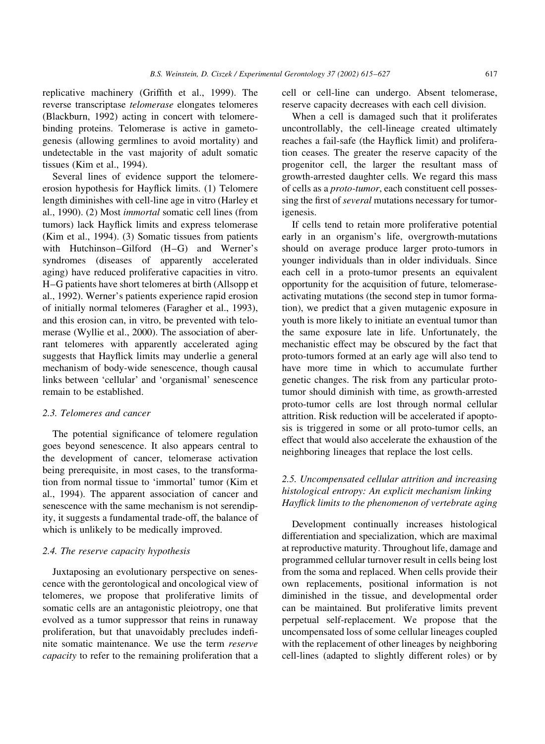replicative machinery (Griffith et al., 1999). The reverse transcriptase *telomerase* elongates telomeres (Blackburn, 1992) acting in concert with telomere-binding proteins. Telomerase is active in gametogenesis (allowing germlines to avoid mortality) and undetectable in the vast majority of adult somatic tissues (Kim et al., 1994).

Several lines of evidence support the telomere-erosion hypothesis for Hayflick limits. (1) Telomere length diminishes with cell-line age in vitro (Harley et al., 1990). (2) Most *immortal* somatic cell lines (from tumors) lack Hayflick limits and express telomerase (Kim et al., 1994). (3) Somatic tissues from patients with Hutchinson–Gilford (H–G) and Werner's syndromes (diseases of apparently accelerated aging) have reduced proliferative capacities in vitro. H–G patients have short telomeres at birth (Allsopp et al., 1992). Werner's patients experience rapid erosion of initially normal telomeres (Faragher et al., 1993), and this erosion can, in vitro, be prevented with telomerase (Wyllie et al., 2000). The association of aberrant telomeres with apparently accelerated aging suggests that Hayflick limits may underlie a general mechanism of body-wide senescence, though causal links between 'cellular' and 'organismal' senescence remain to be established.

### 2.3. Telomeres and cancer

The potential significance of telomere regulation goes beyond senescence. It also appears central to the development of cancer, telomerase activation being prerequisite, in most cases, to the transformation from normal tissue to 'immortal' tumor (Kim et al., 1994). The apparent association of cancer and senescence with the same mechanism is not serendipity, it suggests a fundamental trade-off, the balance of which is unlikely to be medically improved.

### 2.4. The reserve capacity hypothesis

Juxtaposing an evolutionary perspective on senescence with the gerontological and oncological view of telomeres, we propose that proliferative limits of somatic cells are an antagonistic pleiotropy, one that evolved as a tumor suppressor that reins in runaway proliferation, but that unavoidably precludes indefinite somatic maintenance. We use the term *reserve capacity* to refer to the remaining proliferation that a cell or cell-line can undergo. Absent telomerase, reserve capacity decreases with each cell division.

When a cell is damaged such that it proliferates uncontrollably, the cell-lineage created ultimately reaches a fail-safe (the Hayflick limit) and proliferation ceases. The greater the reserve capacity of the progenitor cell, the larger the resultant mass of growth-arrested daughter cells. We regard this mass of cells as a *proto-tumor*, each constituent cell possessing the first of *several* mutations necessary for tumorigenesis.

If cells tend to retain more proliferative potential early in an organism's life, overgrowth-mutations should on average produce larger proto-tumors in younger individuals than in older individuals. Since each cell in a proto-tumor presents an equivalent opportunity for the acquisition of future, telomerase-activating mutations (the second step in tumor formation), we predict that a given mutagenic exposure in youth is more likely to initiate an eventual tumor than the same exposure late in life. Unfortunately, the mechanistic effect may be obscured by the fact that proto-tumors formed at an early age will also tend to have more time in which to accumulate further genetic changes. The risk from any particular proto-tumor should diminish with time, as growth-arrested proto-tumor cells are lost through normal cellular attrition. Risk reduction will be accelerated if apoptosis is triggered in some or all proto-tumor cells, an effect that would also accelerate the exhaustion of the neighboring lineages that replace the lost cells.

### 2.5. Uncompensated cellular attrition and increasing histological entropy: An explicit mechanism linking Hayflick limits to the phenomenon of vertebrate aging

Development continually increases histological differentiation and specialization, which are maximal at reproductive maturity. Throughout life, damage and programmed cellular turnover result in cells being lost from the soma and replaced. When cells provide their own replacements, positional information is not diminished in the tissue, and developmental order can be maintained. But proliferative limits prevent perpetual self-replacement. We propose that the uncompensated loss of some cellular lineages coupled with the replacement of other lineages by neighboring cell-lines (adapted to slightly different roles) or by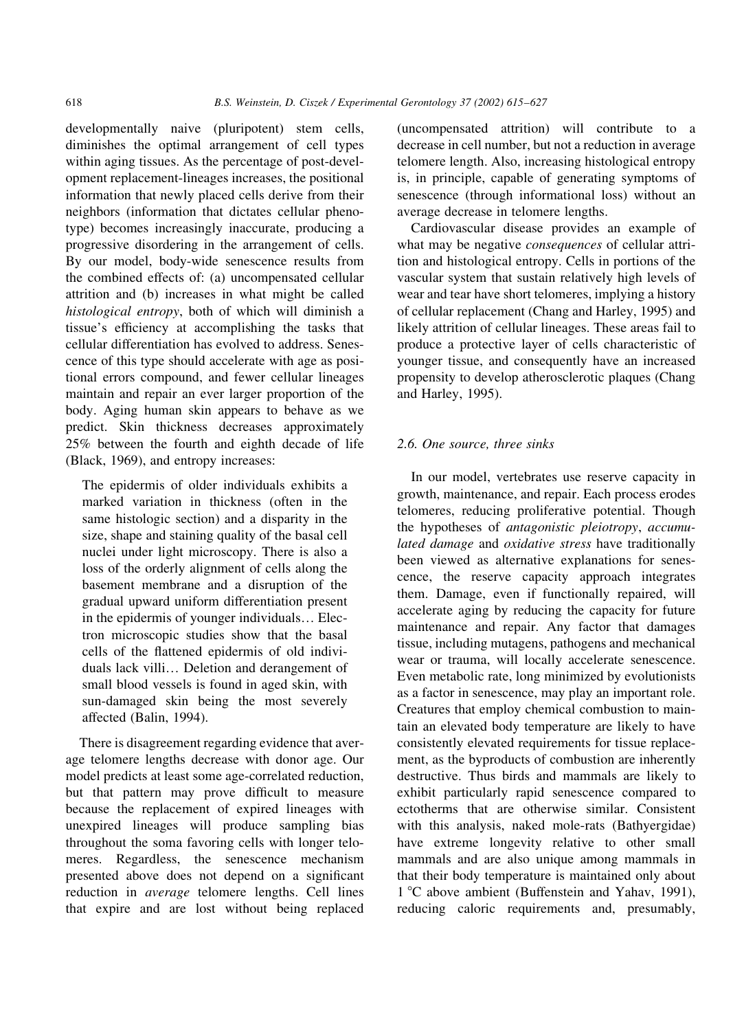developmentally naive (pluripotent) stem cells, diminishes the optimal arrangement of cell types within aging tissues. As the percentage of post-development replacement-lineages increases, the positional information that newly placed cells derive from their neighbors (information that dictates cellular phenotype) becomes increasingly inaccurate, producing a progressive disordering in the arrangement of cells. By our model, body-wide senescence results from the combined effects of: (a) uncompensated cellular attrition and (b) increases in what might be called *histological entropy*, both of which will diminish a tissue's efficiency at accomplishing the tasks that cellular differentiation has evolved to address. Senescence of this type should accelerate with age as positional errors compound, and fewer cellular lineages maintain and repair an ever larger proportion of the body. Aging human skin appears to behave as we predict. Skin thickness decreases approximately 25% between the fourth and eighth decade of life (Black, 1969), and entropy increases:

> The epidermis of older individuals exhibits a marked variation in thickness (often in the same histologic section) and a disparity in the size, shape and staining quality of the basal cell nuclei under light microscopy. There is also a loss of the orderly alignment of cells along the basement membrane and a disruption of the gradual upward uniform differentiation present in the epidermis of younger individuals… Electron microscopic studies show that the basal cells of the flattened epidermis of old individuals lack villi… Deletion and derangement of small blood vessels is found in aged skin, with sun-damaged skin being the most severely affected (Balin, 1994).

There is disagreement regarding evidence that average telomere lengths decrease with donor age. Our model predicts at least some age-correlated reduction, but that pattern may prove difficult to measure because the replacement of expired lineages with unexpired lineages will produce sampling bias throughout the soma favoring cells with longer telomeres. Regardless, the senescence mechanism presented above does not depend on a significant reduction in *average* telomere lengths. Cell lines that expire and are lost without being replaced (uncompensated attrition) will contribute to a decrease in cell number, but not a reduction in average telomere length. Also, increasing histological entropy is, in principle, capable of generating symptoms of senescence (through informational loss) without an average decrease in telomere lengths.

Cardiovascular disease provides an example of what may be negative *consequences* of cellular attrition and histological entropy. Cells in portions of the vascular system that sustain relatively high levels of wear and tear have short telomeres, implying a history of cellular replacement (Chang and Harley, 1995) and likely attrition of cellular lineages. These areas fail to produce a protective layer of cells characteristic of younger tissue, and consequently have an increased propensity to develop atherosclerotic plaques (Chang and Harley, 1995).

### 2.6. One source, three sinks

In our model, vertebrates use reserve capacity in growth, maintenance, and repair. Each process erodes telomeres, reducing proliferative potential. Though the hypotheses of *antagonistic pleiotropy*, *accumulated damage* and *oxidative stress* have traditionally been viewed as alternative explanations for senescence, the reserve capacity approach integrates them. Damage, even if functionally repaired, will accelerate aging by reducing the capacity for future maintenance and repair. Any factor that damages tissue, including mutagens, pathogens and mechanical wear or trauma, will locally accelerate senescence. Even metabolic rate, long minimized by evolutionists as a factor in senescence, may play an important role. Creatures that employ chemical combustion to maintain an elevated body temperature are likely to have consistently elevated requirements for tissue replacement, as the byproducts of combustion are inherently destructive. Thus birds and mammals are likely to exhibit particularly rapid senescence compared to ectotherms that are otherwise similar. Consistent with this analysis, naked mole-rats (Bathyergidae) have extreme longevity relative to other small mammals and are also unique among mammals in that their body temperature is maintained only about 1 °C above ambient (Buffenstein and Yahav, 1991), reducing caloric requirements and, presumably,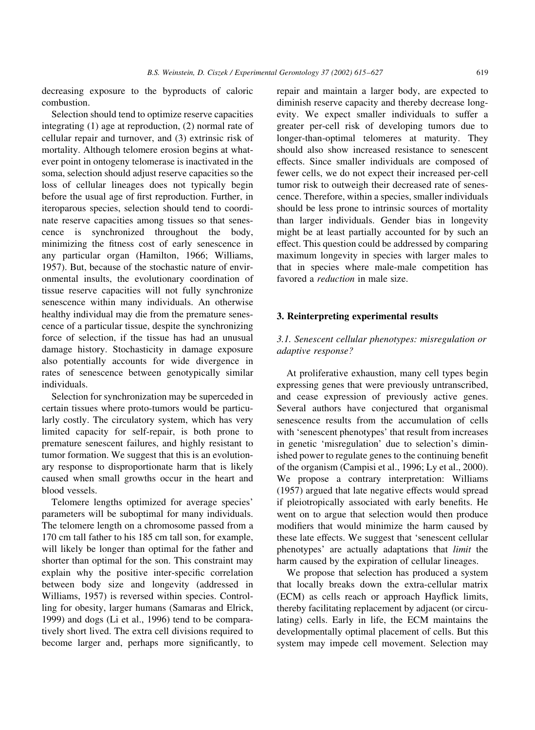decreasing exposure to the byproducts of caloric combustion.

Selection should tend to optimize reserve capacities integrating (1) age at reproduction, (2) normal rate of cellular repair and turnover, and (3) extrinsic risk of mortality. Although telomere erosion begins at whatever point in ontogeny telomerase is inactivated in the soma, selection should adjust reserve capacities so the loss of cellular lineages does not typically begin before the usual age of first reproduction. Further, in iteroparous species, selection should tend to coordinate reserve capacities among tissues so that senescence is synchronized throughout the body, minimizing the fitness cost of early senescence in any particular organ (Hamilton, 1966; Williams, 1957). But, because of the stochastic nature of environmental insults, the evolutionary coordination of tissue reserve capacities will not fully synchronize senescence within many individuals. An otherwise healthy individual may die from the premature senescence of a particular tissue, despite the synchronizing force of selection, if the tissue has had an unusual damage history. Stochasticity in damage exposure also potentially accounts for wide divergence in rates of senescence between genotypically similar individuals.

Selection for synchronization may be superceded in certain tissues where proto-tumors would be particularly costly. The circulatory system, which has very limited capacity for self-repair, is both prone to premature senescent failures, and highly resistant to tumor formation. We suggest that this is an evolutionary response to disproportionate harm that is likely caused when small growths occur in the heart and blood vessels.

Telomere lengths optimized for average species' parameters will be suboptimal for many individuals. The telomere length on a chromosome passed from a 170 cm tall father to his 185 cm tall son, for example, will likely be longer than optimal for the father and shorter than optimal for the son. This constraint may explain why the positive inter-specific correlation between body size and longevity (addressed in Williams, 1957) is reversed within species. Controlling for obesity, larger humans (Samaras and Elrick, 1999) and dogs (Li et al., 1996) tend to be comparatively short lived. The extra cell divisions required to become larger and, perhaps more significantly, to repair and maintain a larger body, are expected to diminish reserve capacity and thereby decrease longevity. We expect smaller individuals to suffer a greater per-cell risk of developing tumors due to longer-than-optimal telomeres at maturity. They should also show increased resistance to senescent effects. Since smaller individuals are composed of fewer cells, we do not expect their increased per-cell tumor risk to outweigh their decreased rate of senescence. Therefore, within a species, smaller individuals should be less prone to intrinsic sources of mortality than larger individuals. Gender bias in longevity might be at least partially accounted for by such an effect. This question could be addressed by comparing maximum longevity in species with larger males to that in species where male-male competition has favored a *reduction* in male size.

## 3. Reinterpreting experimental results

### 3.1. Senescent cellular phenotypes: misregulation or adaptive response?

At proliferative exhaustion, many cell types begin expressing genes that were previously untranscribed, and cease expression of previously active genes. Several authors have conjectured that organismal senescence results from the accumulation of cells with 'senescent phenotypes' that result from increases in genetic 'misregulation' due to selection's diminished power to regulate genes to the continuing benefit of the organism (Campisi et al., 1996; Ly et al., 2000). We propose a contrary interpretation: Williams (1957) argued that late negative effects would spread if pleiotropically associated with early benefits. He went on to argue that selection would then produce modifiers that would minimize the harm caused by these late effects. We suggest that 'senescent cellular phenotypes' are actually adaptations that *limit* the harm caused by the expiration of cellular lineages.

We propose that selection has produced a system that locally breaks down the extra-cellular matrix (ECM) as cells reach or approach Hayflick limits, thereby facilitating replacement by adjacent (or circulating) cells. Early in life, the ECM maintains the developmentally optimal placement of cells. But this system may impede cell movement. Selection may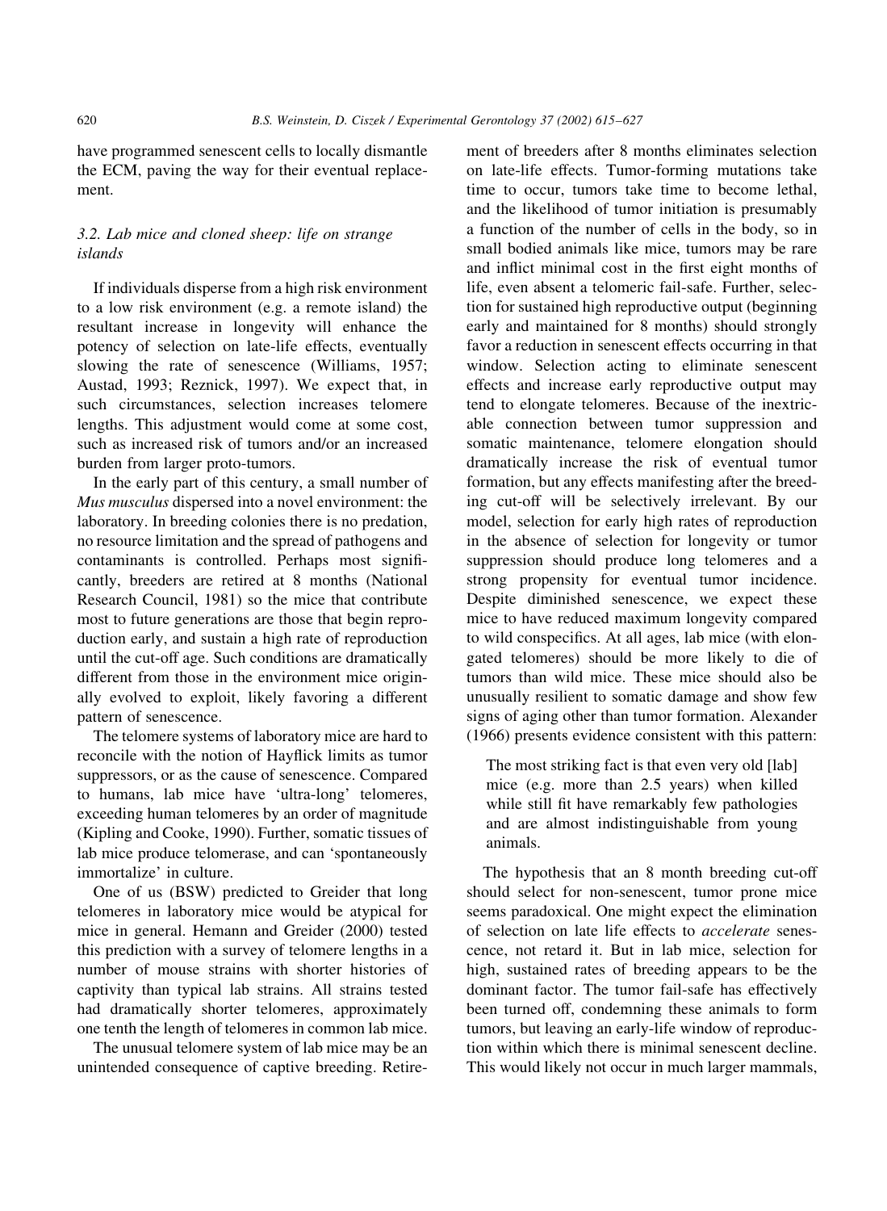have programmed senescent cells to locally dismantle the ECM, paving the way for their eventual replacement.

### 3.2. Lab mice and cloned sheep: life on strange islands

If individuals disperse from a high risk environment to a low risk environment (e.g. a remote island) the resultant increase in longevity will enhance the potency of selection on late-life effects, eventually slowing the rate of senescence (Williams, 1957; Austad, 1993; Reznick, 1997). We expect that, in such circumstances, selection increases telomere lengths. This adjustment would come at some cost, such as increased risk of tumors and/or an increased burden from larger proto-tumors.

In the early part of this century, a small number of *Mus musculus* dispersed into a novel environment: the laboratory. In breeding colonies there is no predation, no resource limitation and the spread of pathogens and contaminants is controlled. Perhaps most significantly, breeders are retired at 8 months (National Research Council, 1981) so the mice that contribute most to future generations are those that begin reproduction early, and sustain a high rate of reproduction until the cut-off age. Such conditions are dramatically different from those in the environment mice originally evolved to exploit, likely favoring a different pattern of senescence.

The telomere systems of laboratory mice are hard to reconcile with the notion of Hayflick limits as tumor suppressors, or as the cause of senescence. Compared to humans, lab mice have 'ultra-long' telomeres, exceeding human telomeres by an order of magnitude (Kipling and Cooke, 1990). Further, somatic tissues of lab mice produce telomerase, and can 'spontaneously immortalize' in culture.

One of us (BSW) predicted to Greider that long telomeres in laboratory mice would be atypical for mice in general. Hemann and Greider (2000) tested this prediction with a survey of telomere lengths in a number of mouse strains with shorter histories of captivity than typical lab strains. All strains tested had dramatically shorter telomeres, approximately one tenth the length of telomeres in common lab mice.

The unusual telomere system of lab mice may be an unintended consequence of captive breeding. Retirement of breeders after 8 months eliminates selection on late-life effects. Tumor-forming mutations take time to occur, tumors take time to become lethal, and the likelihood of tumor initiation is presumably a function of the number of cells in the body, so in small bodied animals like mice, tumors may be rare and inflict minimal cost in the first eight months of life, even absent a telomeric fail-safe. Further, selection for sustained high reproductive output (beginning early and maintained for 8 months) should strongly favor a reduction in senescent effects occurring in that window. Selection acting to eliminate senescent effects and increase early reproductive output may tend to elongate telomeres. Because of the inextricable connection between tumor suppression and somatic maintenance, telomere elongation should dramatically increase the risk of eventual tumor formation, but any effects manifesting after the breeding cut-off will be selectively irrelevant. By our model, selection for early high rates of reproduction in the absence of selection for longevity or tumor suppression should produce long telomeres and a strong propensity for eventual tumor incidence. Despite diminished senescence, we expect these mice to have reduced maximum longevity compared to wild conspecifics. At all ages, lab mice (with elongated telomeres) should be more likely to die of tumors than wild mice. These mice should also be unusually resilient to somatic damage and show few signs of aging other than tumor formation. Alexander (1966) presents evidence consistent with this pattern:

> The most striking fact is that even very old [lab] mice (e.g. more than 2.5 years) when killed while still fit have remarkably few pathologies and are almost indistinguishable from young animals.

The hypothesis that an 8 month breeding cut-off should select for non-senescent, tumor prone mice seems paradoxical. One might expect the elimination of selection on late life effects to *accelerate* senescence, not retard it. But in lab mice, selection for high, sustained rates of breeding appears to be the dominant factor. The tumor fail-safe has effectively been turned off, condemning these animals to form tumors, but leaving an early-life window of reproduction within which there is minimal senescent decline. This would likely not occur in much larger mammals,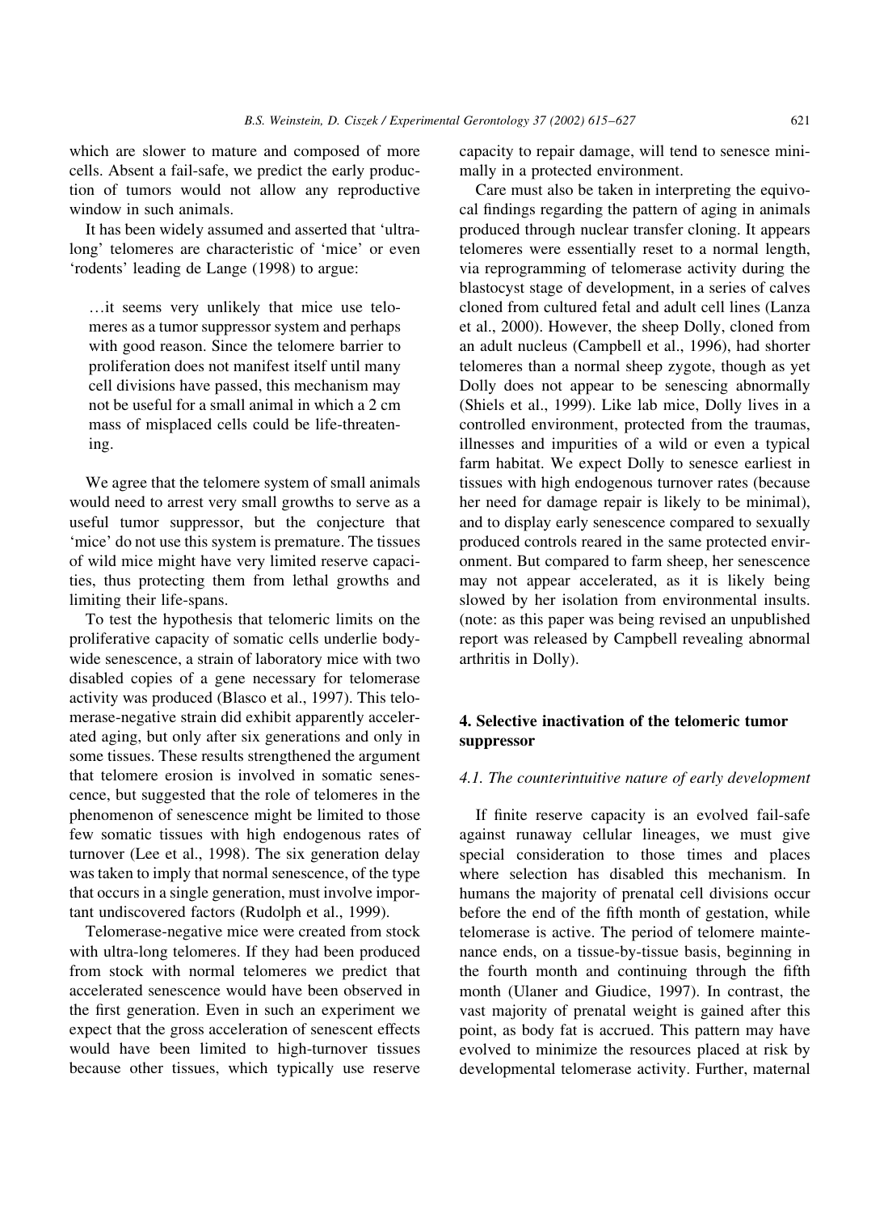which are slower to mature and composed of more cells. Absent a fail-safe, we predict the early production of tumors would not allow any reproductive window in such animals.

It has been widely assumed and asserted that 'ultra-long' telomeres are characteristic of 'mice' or even 'rodents' leading de Lange (1998) to argue:

> …it seems very unlikely that mice use telomeres as a tumor suppressor system and perhaps with good reason. Since the telomere barrier to proliferation does not manifest itself until many cell divisions have passed, this mechanism may not be useful for a small animal in which a 2 cm mass of misplaced cells could be life-threatening.

We agree that the telomere system of small animals would need to arrest very small growths to serve as a useful tumor suppressor, but the conjecture that 'mice' do not use this system is premature. The tissues of wild mice might have very limited reserve capacities, thus protecting them from lethal growths and limiting their life-spans.

To test the hypothesis that telomeric limits on the proliferative capacity of somatic cells underlie body-wide senescence, a strain of laboratory mice with two disabled copies of a gene necessary for telomerase activity was produced (Blasco et al., 1997). This telomerase-negative strain did exhibit apparently accelerated aging, but only after six generations and only in some tissues. These results strengthened the argument that telomere erosion is involved in somatic senescence, but suggested that the role of telomeres in the phenomenon of senescence might be limited to those few somatic tissues with high endogenous rates of turnover (Lee et al., 1998). The six generation delay was taken to imply that normal senescence, of the type that occurs in a single generation, must involve important undiscovered factors (Rudolph et al., 1999).

Telomerase-negative mice were created from stock with ultra-long telomeres. If they had been produced from stock with normal telomeres we predict that accelerated senescence would have been observed in the first generation. Even in such an experiment we expect that the gross acceleration of senescent effects would have been limited to high-turnover tissues because other tissues, which typically use reserve capacity to repair damage, will tend to senesce minimally in a protected environment.

Care must also be taken in interpreting the equivocal findings regarding the pattern of aging in animals produced through nuclear transfer cloning. It appears telomeres were essentially reset to a normal length, via reprogramming of telomerase activity during the blastocyst stage of development, in a series of calves cloned from cultured fetal and adult cell lines (Lanza et al., 2000). However, the sheep Dolly, cloned from an adult nucleus (Campbell et al., 1996), had shorter telomeres than a normal sheep zygote, though as yet Dolly does not appear to be senescing abnormally (Shiels et al., 1999). Like lab mice, Dolly lives in a controlled environment, protected from the traumas, illnesses and impurities of a wild or even a typical farm habitat. We expect Dolly to senesce earliest in tissues with high endogenous turnover rates (because her need for damage repair is likely to be minimal), and to display early senescence compared to sexually produced controls reared in the same protected environment. But compared to farm sheep, her senescence may not appear accelerated, as it is likely being slowed by her isolation from environmental insults. (note: as this paper was being revised an unpublished report was released by Campbell revealing abnormal arthritis in Dolly).

## 4. Selective inactivation of the telomeric tumor suppressor

### *4.1. The counterintuitive nature of early development*

If finite reserve capacity is an evolved fail-safe against runaway cellular lineages, we must give special consideration to those times and places where selection has disabled this mechanism. In humans the majority of prenatal cell divisions occur before the end of the fifth month of gestation, while telomerase is active. The period of telomere maintenance ends, on a tissue-by-tissue basis, beginning in the fourth month and continuing through the fifth month (Ulaner and Giudice, 1997). In contrast, the vast majority of prenatal weight is gained after this point, as body fat is accrued. This pattern may have evolved to minimize the resources placed at risk by developmental telomerase activity. Further, maternal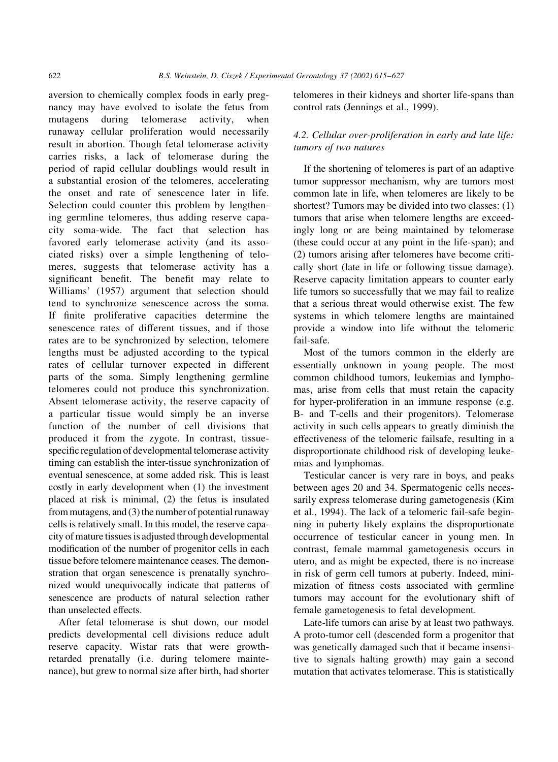aversion to chemically complex foods in early pregnancy may have evolved to isolate the fetus from mutagens during telomerase activity, when runaway cellular proliferation would necessarily result in abortion. Though fetal telomerase activity carries risks, a lack of telomerase during the period of rapid cellular doublings would result in a substantial erosion of the telomeres, accelerating the onset and rate of senescence later in life. Selection could counter this problem by lengthening germline telomeres, thus adding reserve capacity soma-wide. The fact that selection has favored early telomerase activity (and its associated risks) over a simple lengthening of telomeres, suggests that telomerase activity has a significant benefit. The benefit may relate to Williams' (1957) argument that selection should tend to synchronize senescence across the soma. If finite proliferative capacities determine the senescence rates of different tissues, and if those rates are to be synchronized by selection, telomere lengths must be adjusted according to the typical rates of cellular turnover expected in different parts of the soma. Simply lengthening germline telomeres could not produce this synchronization. Absent telomerase activity, the reserve capacity of a particular tissue would simply be an inverse function of the number of cell divisions that produced it from the zygote. In contrast, tissue-specific regulation of developmental telomerase activity timing can establish the inter-tissue synchronization of eventual senescence, at some added risk. This is least costly in early development when (1) the investment placed at risk is minimal, (2) the fetus is insulated from mutagens, and (3) the number of potential runaway cells is relatively small. In this model, the reserve capacity of mature tissues is adjusted through developmental modification of the number of progenitor cells in each tissue before telomere maintenance ceases. The demonstration that organ senescence is prenatally synchronized would unequivocally indicate that patterns of senescence are products of natural selection rather than unselected effects.

After fetal telomerase is shut down, our model predicts developmental cell divisions reduce adult reserve capacity. Wistar rats that were growth-retarded prenatally (i.e. during telomere maintenance), but grew to normal size after birth, had shorter telomeres in their kidneys and shorter life-spans than control rats (Jennings et al., 1999).

### 4.2. Cellular over-proliferation in early and late life: tumors of two natures

If the shortening of telomeres is part of an adaptive tumor suppressor mechanism, why are tumors most common late in life, when telomeres are likely to be shortest? Tumors may be divided into two classes: (1) tumors that arise when telomere lengths are exceedingly long or are being maintained by telomerase (these could occur at any point in the life-span); and (2) tumors arising after telomeres have become critically short (late in life or following tissue damage). Reserve capacity limitation appears to counter early life tumors so successfully that we may fail to realize that a serious threat would otherwise exist. The few systems in which telomere lengths are maintained provide a window into life without the telomeric fail-safe.

Most of the tumors common in the elderly are essentially unknown in young people. The most common childhood tumors, leukemias and lymphomas, arise from cells that must retain the capacity for hyper-proliferation in an immune response (e.g. B- and T-cells and their progenitors). Telomerase activity in such cells appears to greatly diminish the effectiveness of the telomeric failsafe, resulting in a disproportionate childhood risk of developing leukemias and lymphomas.

Testicular cancer is very rare in boys, and peaks between ages 20 and 34. Spermatogenic cells necessarily express telomerase during gametogenesis (Kim et al., 1994). The lack of a telomeric fail-safe beginning in puberty likely explains the disproportionate occurrence of testicular cancer in young men. In contrast, female mammal gametogenesis occurs in utero, and as might be expected, there is no increase in risk of germ cell tumors at puberty. Indeed, minimization of fitness costs associated with germline tumors may account for the evolutionary shift of female gametogenesis to fetal development.

Late-life tumors can arise by at least two pathways. A proto-tumor cell (descended form a progenitor that was genetically damaged such that it became insensitive to signals halting growth) may gain a second mutation that activates telomerase. This is statistically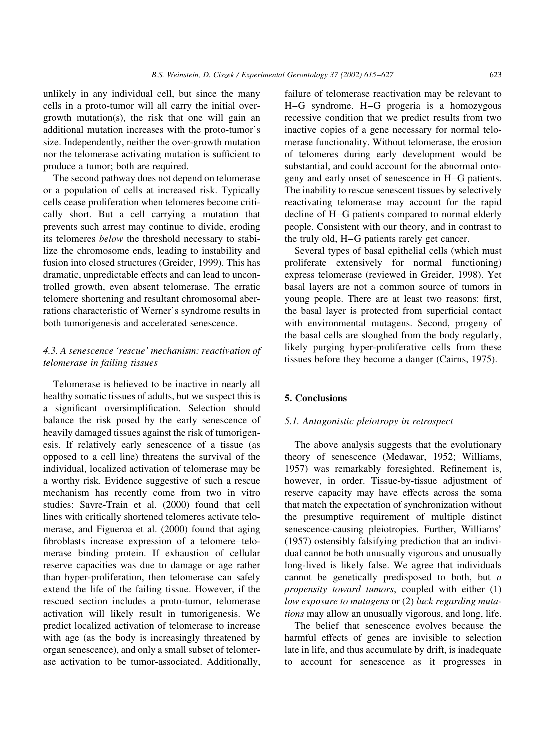unlikely in any individual cell, but since the many cells in a proto-tumor will all carry the initial over-growth mutation(s), the risk that one will gain an additional mutation increases with the proto-tumor's size. Independently, neither the over-growth mutation nor the telomerase activating mutation is sufficient to produce a tumor; both are required.

The second pathway does not depend on telomerase or a population of cells at increased risk. Typically cells cease proliferation when telomeres become critically short. But a cell carrying a mutation that prevents such arrest may continue to divide, eroding its telomeres *below* the threshold necessary to stabilize the chromosome ends, leading to instability and fusion into closed structures (Greider, 1999). This has dramatic, unpredictable effects and can lead to uncontrolled growth, even absent telomerase. The erratic telomere shortening and resultant chromosomal aberrations characteristic of Werner's syndrome results in both tumorigenesis and accelerated senescence.

### 4.3. A senescence 'rescue' mechanism: reactivation of telomerase in failing tissues

Telomerase is believed to be inactive in nearly all healthy somatic tissues of adults, but we suspect this is a significant oversimplification. Selection should balance the risk posed by the early senescence of heavily damaged tissues against the risk of tumorigenesis. If relatively early senescence of a tissue (as opposed to a cell line) threatens the survival of the individual, localized activation of telomerase may be a worthy risk. Evidence suggestive of such a rescue mechanism has recently come from two in vitro studies: Savre-Train et al. (2000) found that cell lines with critically shortened telomeres activate telomerase, and Figueroa et al. (2000) found that aging fibroblasts increase expression of a telomere–telomerase binding protein. If exhaustion of cellular reserve capacities was due to damage or age rather than hyper-proliferation, then telomerase can safely extend the life of the failing tissue. However, if the rescued section includes a proto-tumor, telomerase activation will likely result in tumorigenesis. We predict localized activation of telomerase to increase with age (as the body is increasingly threatened by organ senescence), and only a small subset of telomerase activation to be tumor-associated. Additionally, failure of telomerase reactivation may be relevant to H–G syndrome. H–G progeria is a homozygous recessive condition that we predict results from two inactive copies of a gene necessary for normal telomerase functionality. Without telomerase, the erosion of telomeres during early development would be substantial, and could account for the abnormal ontogeny and early onset of senescence in H–G patients. The inability to rescue senescent tissues by selectively reactivating telomerase may account for the rapid decline of H–G patients compared to normal elderly people. Consistent with our theory, and in contrast to the truly old, H–G patients rarely get cancer.

Several types of basal epithelial cells (which must proliferate extensively for normal functioning) express telomerase (reviewed in Greider, 1998). Yet basal layers are not a common source of tumors in young people. There are at least two reasons: first, the basal layer is protected from superficial contact with environmental mutagens. Second, progeny of the basal cells are sloughed from the body regularly, likely purging hyper-proliferative cells from these tissues before they become a danger (Cairns, 1975).

## 5. Conclusions

### 5.1. Antagonistic pleiotropy in retrospect

The above analysis suggests that the evolutionary theory of senescence (Medawar, 1952; Williams, 1957) was remarkably foresighted. Refinement is, however, in order. Tissue-by-tissue adjustment of reserve capacity may have effects across the soma that match the expectation of synchronization without the presumptive requirement of multiple distinct senescence-causing pleiotropies. Further, Williams' (1957) ostensibly falsifying prediction that an individual cannot be both unusually vigorous and unusually long-lived is likely false. We agree that individuals cannot be genetically predisposed to both, but *a propensity toward tumors*, coupled with either (1) *low exposure to mutagens* or (2) *luck regarding mutations* may allow an unusually vigorous, and long, life.

The belief that senescence evolves because the harmful effects of genes are invisible to selection late in life, and thus accumulate by drift, is inadequate to account for senescence as it progresses in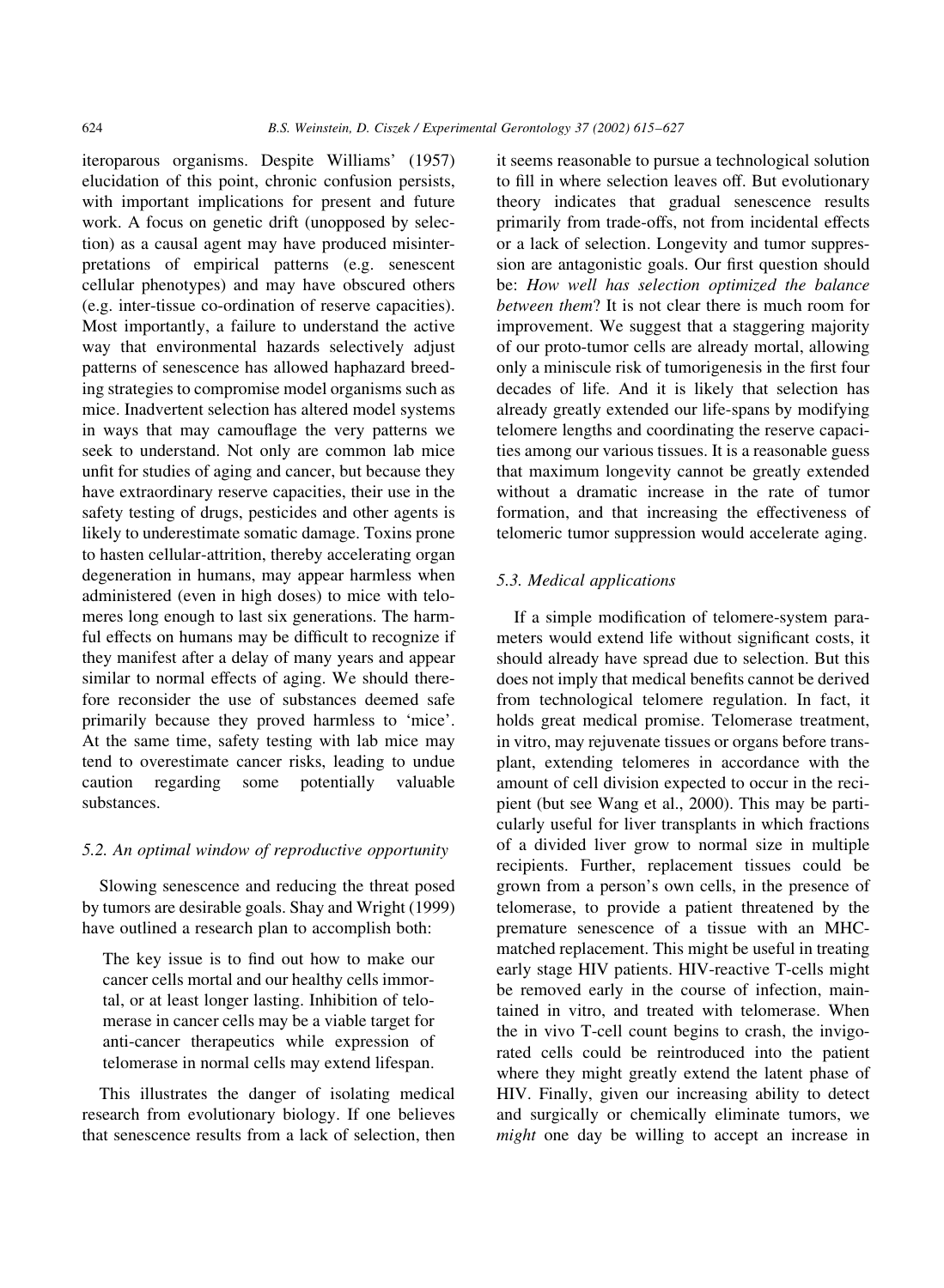iteroparous organisms. Despite Williams' (1957) elucidation of this point, chronic confusion persists, with important implications for present and future work. A focus on genetic drift (unopposed by selection) as a causal agent may have produced misinterpretations of empirical patterns (e.g. senescent cellular phenotypes) and may have obscured others (e.g. inter-tissue co-ordination of reserve capacities). Most importantly, a failure to understand the active way that environmental hazards selectively adjust patterns of senescence has allowed haphazard breeding strategies to compromise model organisms such as mice. Inadvertent selection has altered model systems in ways that may camouflage the very patterns we seek to understand. Not only are common lab mice unfit for studies of aging and cancer, but because they have extraordinary reserve capacities, their use in the safety testing of drugs, pesticides and other agents is likely to underestimate somatic damage. Toxins prone to hasten cellular-attrition, thereby accelerating organ degeneration in humans, may appear harmless when administered (even in high doses) to mice with telomeres long enough to last six generations. The harmful effects on humans may be difficult to recognize if they manifest after a delay of many years and appear similar to normal effects of aging. We should therefore reconsider the use of substances deemed safe primarily because they proved harmless to 'mice'. At the same time, safety testing with lab mice may tend to overestimate cancer risks, leading to undue caution regarding some potentially valuable substances.

### 5.2. An optimal window of reproductive opportunity

Slowing senescence and reducing the threat posed by tumors are desirable goals. Shay and Wright (1999) have outlined a research plan to accomplish both:

> The key issue is to find out how to make our cancer cells mortal and our healthy cells immortal, or at least longer lasting. Inhibition of telomerase in cancer cells may be a viable target for anti-cancer therapeutics while expression of telomerase in normal cells may extend lifespan.

This illustrates the danger of isolating medical research from evolutionary biology. If one believes that senescence results from a lack of selection, then it seems reasonable to pursue a technological solution to fill in where selection leaves off. But evolutionary theory indicates that gradual senescence results primarily from trade-offs, not from incidental effects or a lack of selection. Longevity and tumor suppression are antagonistic goals. Our first question should be: *How well has selection optimized the balance between them*? It is not clear there is much room for improvement. We suggest that a staggering majority of our proto-tumor cells are already mortal, allowing only a miniscule risk of tumorigenesis in the first four decades of life. And it is likely that selection has already greatly extended our life-spans by modifying telomere lengths and coordinating the reserve capacities among our various tissues. It is a reasonable guess that maximum longevity cannot be greatly extended without a dramatic increase in the rate of tumor formation, and that increasing the effectiveness of telomeric tumor suppression would accelerate aging.

### 5.3. Medical applications

If a simple modification of telomere-system parameters would extend life without significant costs, it should already have spread due to selection. But this does not imply that medical benefits cannot be derived from technological telomere regulation. In fact, it holds great medical promise. Telomerase treatment, in vitro, may rejuvenate tissues or organs before transplant, extending telomeres in accordance with the amount of cell division expected to occur in the recipient (but see Wang et al., 2000). This may be particularly useful for liver transplants in which fractions of a divided liver grow to normal size in multiple recipients. Further, replacement tissues could be grown from a person's own cells, in the presence of telomerase, to provide a patient threatened by the premature senescence of a tissue with an MHC-matched replacement. This might be useful in treating early stage HIV patients. HIV-reactive T-cells might be removed early in the course of infection, maintained in vitro, and treated with telomerase. When the in vivo T-cell count begins to crash, the invigorated cells could be reintroduced into the patient where they might greatly extend the latent phase of HIV. Finally, given our increasing ability to detect and surgically or chemically eliminate tumors, we *might* one day be willing to accept an increase in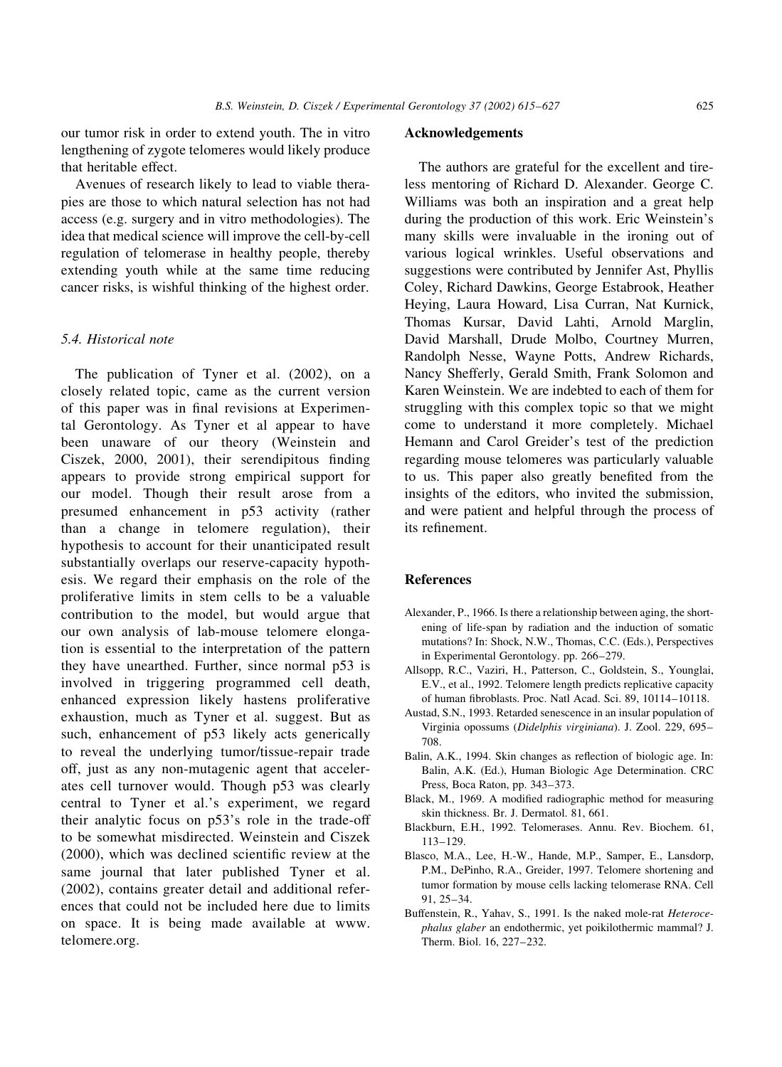our tumor risk in order to extend youth. The in vitro lengthening of zygote telomeres would likely produce that heritable effect.

Avenues of research likely to lead to viable therapies are those to which natural selection has not had access (e.g. surgery and in vitro methodologies). The idea that medical science will improve the cell-by-cell regulation of telomerase in healthy people, thereby extending youth while at the same time reducing cancer risks, is wishful thinking of the highest order.

### 5.4. Historical note

The publication of Tyner et al. (2002), on a closely related topic, came as the current version of this paper was in final revisions at Experimental Gerontology. As Tyner et al appear to have been unaware of our theory (Weinstein and Ciszek, 2000, 2001), their serendipitous finding appears to provide strong empirical support for our model. Though their result arose from a presumed enhancement in p53 activity (rather than a change in telomere regulation), their hypothesis to account for their unanticipated result substantially overlaps our reserve-capacity hypothesis. We regard their emphasis on the role of the proliferative limits in stem cells to be a valuable contribution to the model, but would argue that our own analysis of lab-mouse telomere elongation is essential to the interpretation of the pattern they have unearthed. Further, since normal p53 is involved in triggering programmed cell death, enhanced expression likely hastens proliferative exhaustion, much as Tyner et al. suggest. But as such, enhancement of p53 likely acts generically to reveal the underlying tumor/tissue-repair trade off, just as any non-mutagenic agent that accelerates cell turnover would. Though p53 was clearly central to Tyner et al.'s experiment, we regard their analytic focus on p53's role in the trade-off to be somewhat misdirected. Weinstein and Ciszek (2000), which was declined scientific review at the same journal that later published Tyner et al. (2002), contains greater detail and additional references that could not be included here due to limits on space. It is being made available at www.telomere.org.

## Acknowledgements

The authors are grateful for the excellent and tireless mentoring of Richard D. Alexander. George C. Williams was both an inspiration and a great help during the production of this work. Eric Weinstein's many skills were invaluable in the ironing out of various logical wrinkles. Useful observations and suggestions were contributed by Jennifer Ast, Phyllis Coley, Richard Dawkins, George Estabrook, Heather Heying, Laura Howard, Lisa Curran, Nat Kurnick, Thomas Kursar, David Lahti, Arnold Marglin, David Marshall, Drude Molbo, Courtney Murren, Randolph Nesse, Wayne Potts, Andrew Richards, Nancy Shefferly, Gerald Smith, Frank Solomon and Karen Weinstein. We are indebted to each of them for struggling with this complex topic so that we might come to understand it more completely. Michael Hemann and Carol Greider's test of the prediction regarding mouse telomeres was particularly valuable to us. This paper also greatly benefited from the insights of the editors, who invited the submission, and were patient and helpful through the process of its refinement.

## References

Alexander, P., 1966. Is there a relationship between aging, the shortening of life-span by radiation and the induction of somatic mutations? In: Shock, N.W., Thomas, C.C. (Eds.), Perspectives in Experimental Gerontology. pp. 266–279.

Allsopp, R.C., Vaziri, H., Patterson, C., Goldstein, S., Younglai, E.V., et al., 1992. Telomere length predicts replicative capacity of human fibroblasts. Proc. Natl Acad. Sci. 89, 10114–10118.

Austad, S.N., 1993. Retarded senescence in an insular population of Virginia opossums (*Didelphis virginiana*). J. Zool. 229, 695–708.

Balin, A.K., 1994. Skin changes as reflection of biologic age. In: Balin, A.K. (Ed.), Human Biologic Age Determination. CRC Press, Boca Raton, pp. 343–373.

Black, M., 1969. A modified radiographic method for measuring skin thickness. Br. J. Dermatol. 81, 661.

Blackburn, E.H., 1992. Telomerases. Annu. Rev. Biochem. 61, 113–129.

Blasco, M.A., Lee, H.-W., Hande, M.P., Samper, E., Lansdorp, P.M., DePinho, R.A., Greider, 1997. Telomere shortening and tumor formation by mouse cells lacking telomerase RNA. Cell 91, 25–34.

Buffenstein, R., Yahav, S., 1991. Is the naked mole-rat *Heterocephalus glaber* an endothermic, yet poikilothermic mammal? J. Therm. Biol. 16, 227–232.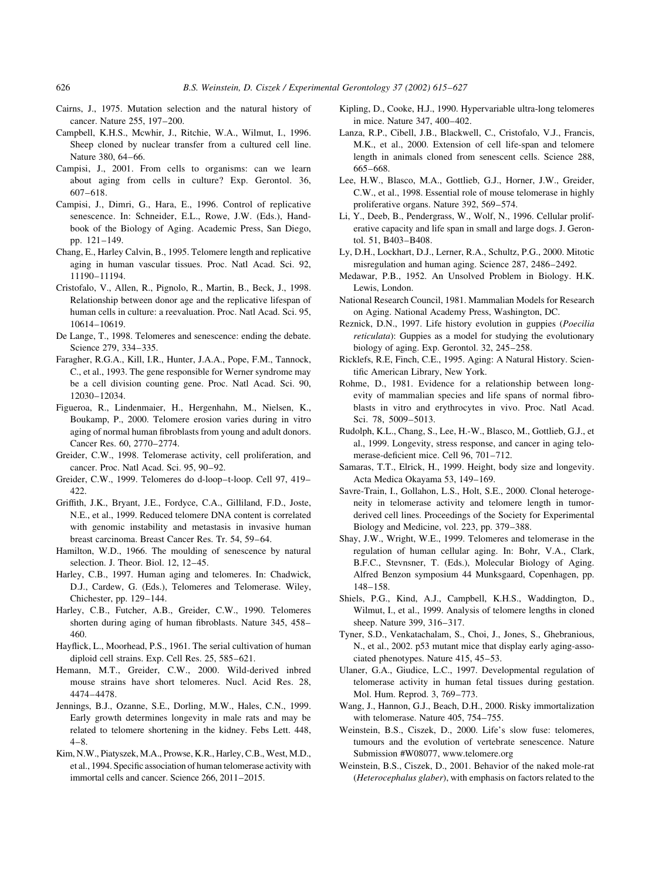Cairns, J., 1975. Mutation selection and the natural history of cancer. Nature 255, 197–200.

Campbell, K.H.S., Mcwhir, J., Ritchie, W.A., Wilmut, I., 1996. Sheep cloned by nuclear transfer from a cultured cell line. Nature 380, 64–66.

Campisi, J., 2001. From cells to organisms: can we learn about aging from cells in culture? Exp. Gerontol. 36, 607–618.

Campisi, J., Dimri, G., Hara, E., 1996. Control of replicative senescence. In: Schneider, E.L., Rowe, J.W. (Eds.), Handbook of the Biology of Aging. Academic Press, San Diego, pp. 121–149.

Chang, E., Harley Calvin, B., 1995. Telomere length and replicative aging in human vascular tissues. Proc. Natl Acad. Sci. 92, 11190–11194.

Cristofalo, V., Allen, R., Pignolo, R., Martin, B., Beck, J., 1998. Relationship between donor age and the replicative lifespan of human cells in culture: a reevaluation. Proc. Natl Acad. Sci. 95, 10614–10619.

De Lange, T., 1998. Telomeres and senescence: ending the debate. Science 279, 334–335.

Faragher, R.G.A., Kill, I.R., Hunter, J.A.A., Pope, F.M., Tannock, C., et al., 1993. The gene responsible for Werner syndrome may be a cell division counting gene. Proc. Natl Acad. Sci. 90, 12030–12034.

Figueroa, R., Lindenmaier, H., Hergenhahn, M., Nielsen, K., Boukamp, P., 2000. Telomere erosion varies during in vitro aging of normal human fibroblasts from young and adult donors. Cancer Res. 60, 2770–2774.

Greider, C.W., 1998. Telomerase activity, cell proliferation, and cancer. Proc. Natl Acad. Sci. 95, 90–92.

Greider, C.W., 1999. Telomeres do d-loop–t-loop. Cell 97, 419–422.

Griffith, J.K., Bryant, J.E., Fordyce, C.A., Gilliland, F.D., Joste, N.E., et al., 1999. Reduced telomere DNA content is correlated with genomic instability and metastasis in invasive human breast carcinoma. Breast Cancer Res. Tr. 54, 59–64.

Hamilton, W.D., 1966. The moulding of senescence by natural selection. J. Theor. Biol. 12, 12–45.

Harley, C.B., 1997. Human aging and telomeres. In: Chadwick, D.J., Cardew, G. (Eds.), Telomeres and Telomerase. Wiley, Chichester, pp. 129–144.

Harley, C.B., Futcher, A.B., Greider, C.W., 1990. Telomeres shorten during aging of human fibroblasts. Nature 345, 458–460.

Hayflick, L., Moorhead, P.S., 1961. The serial cultivation of human diploid cell strains. Exp. Cell Res. 25, 585–621.

Hemann, M.T., Greider, C.W., 2000. Wild-derived inbred mouse strains have short telomeres. Nucl. Acid Res. 28, 4474–4478.

Jennings, B.J., Ozanne, S.E., Dorling, M.W., Hales, C.N., 1999. Early growth determines longevity in male rats and may be related to telomere shortening in the kidney. Febs Lett. 448, 4–8.

Kim, N.W., Piatyszek, M.A., Prowse, K.R., Harley, C.B., West, M.D., et al., 1994. Specific association of human telomerase activity with immortal cells and cancer. Science 266, 2011–2015.

Kipling, D., Cooke, H.J., 1990. Hypervariable ultra-long telomeres in mice. Nature 347, 400–402.

Lanza, R.P., Cibell, J.B., Blackwell, C., Cristofalo, V.J., Francis, M.K., et al., 2000. Extension of cell life-span and telomere length in animals cloned from senescent cells. Science 288, 665–668.

Lee, H.W., Blasco, M.A., Gottlieb, G.J., Horner, J.W., Greider, C.W., et al., 1998. Essential role of mouse telomerase in highly proliferative organs. Nature 392, 569–574.

Li, Y., Deeb, B., Pendergrass, W., Wolf, N., 1996. Cellular proliferative capacity and life span in small and large dogs. J. Gerontol. 51, B403–B408.

Ly, D.H., Lockhart, D.J., Lerner, R.A., Schultz, P.G., 2000. Mitotic misregulation and human aging. Science 287, 2486–2492.

Medawar, P.B., 1952. An Unsolved Problem in Biology. H.K. Lewis, London.

National Research Council, 1981. Mammalian Models for Research on Aging. National Academy Press, Washington, DC.

Reznick, D.N., 1997. Life history evolution in guppies (*Poecilia reticulata*): Guppies as a model for studying the evolutionary biology of aging. Exp. Gerontol. 32, 245–258.

Ricklefs, R.E, Finch, C.E., 1995. Aging: A Natural History. Scientific American Library, New York.

Rohme, D., 1981. Evidence for a relationship between longevity of mammalian species and life spans of normal fibroblasts in vitro and erythrocytes in vivo. Proc. Natl Acad. Sci. 78, 5009–5013.

Rudolph, K.L., Chang, S., Lee, H.-W., Blasco, M., Gottlieb, G.J., et al., 1999. Longevity, stress response, and cancer in aging telomerase-deficient mice. Cell 96, 701–712.

Samaras, T.T., Elrick, H., 1999. Height, body size and longevity. Acta Medica Okayama 53, 149–169.

Savre-Train, I., Gollahon, L.S., Holt, S.E., 2000. Clonal heterogeneity in telomerase activity and telomere length in tumor-derived cell lines. Proceedings of the Society for Experimental Biology and Medicine, vol. 223, pp. 379–388.

Shay, J.W., Wright, W.E., 1999. Telomeres and telomerase in the regulation of human cellular aging. In: Bohr, V.A., Clark, B.F.C., Stevnsner, T. (Eds.), Molecular Biology of Aging. Alfred Benzon symposium 44 Munksgaard, Copenhagen, pp. 148–158.

Shiels, P.G., Kind, A.J., Campbell, K.H.S., Waddington, D., Wilmut, I., et al., 1999. Analysis of telomere lengths in cloned sheep. Nature 399, 316–317.

Tyner, S.D., Venkatachalam, S., Choi, J., Jones, S., Ghebranious, N., et al., 2002. p53 mutant mice that display early aging-associated phenotypes. Nature 415, 45–53.

Ulaner, G.A., Giudice, L.C., 1997. Developmental regulation of telomerase activity in human fetal tissues during gestation. Mol. Hum. Reprod. 3, 769–773.

Wang, J., Hannon, G.J., Beach, D.H., 2000. Risky immortalization with telomerase. Nature 405, 754–755.

Weinstein, B.S., Ciszek, D., 2000. Life's slow fuse: telomeres, tumours and the evolution of vertebrate senescence. Nature Submission #W08077, www.telomere.org

Weinstein, B.S., Ciszek, D., 2001. Behavior of the naked mole-rat (*Heterocephalus glaber*), with emphasis on factors related to the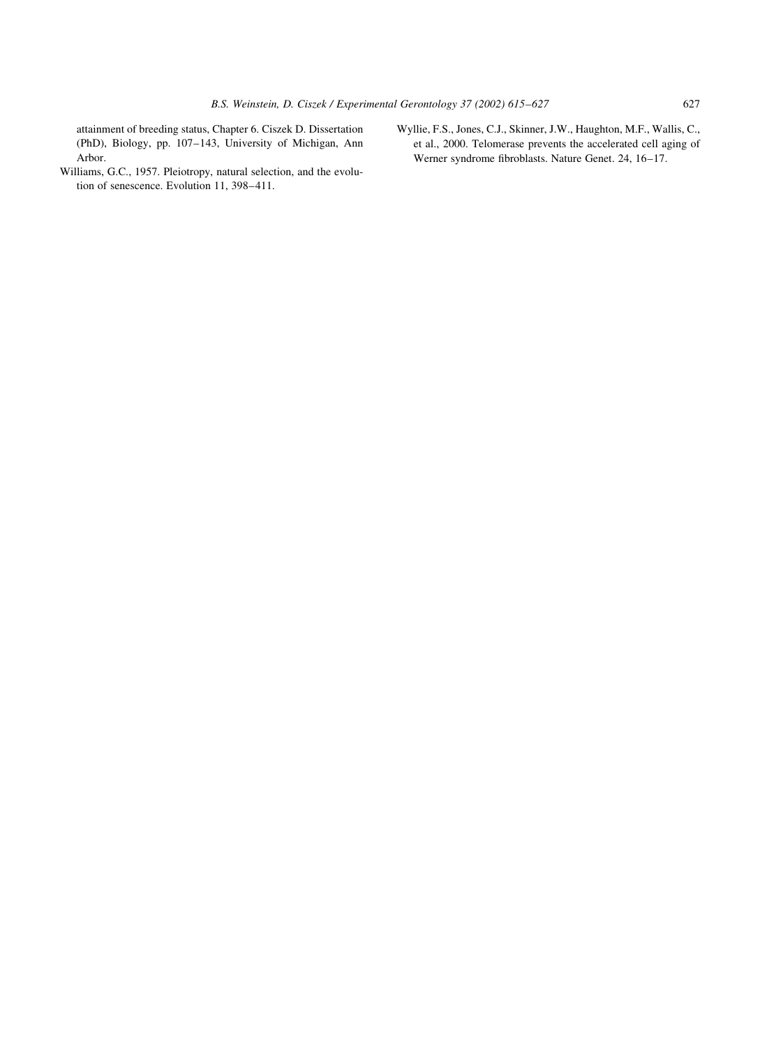attainment of breeding status, Chapter 6. Ciszek D. Dissertation (PhD), Biology, pp. 107–143, University of Michigan, Ann Arbor.

Williams, G.C., 1957. Pleiotropy, natural selection, and the evolution of senescence. Evolution 11, 398–411.

Wyllie, F.S., Jones, C.J., Skinner, J.W., Haughton, M.F., Wallis, C., et al., 2000. Telomerase prevents the accelerated cell aging of Werner syndrome fibroblasts. Nature Genet. 24, 16–17.